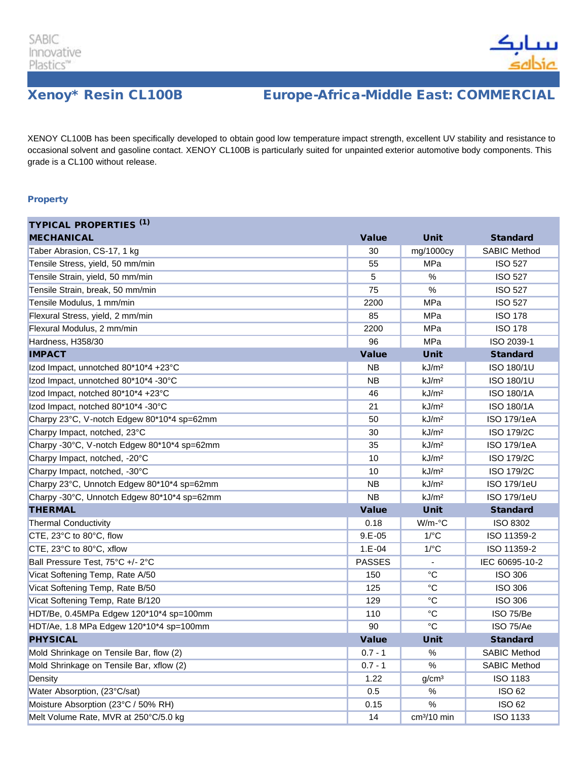SABIC Innovative Plastics™

# Xenoy* Resin CL100B

## Europe-Africa-Middle East: COMMERCIAL

XENOY CL100B has been specifically developed to obtain good low temperature impact strength, excellent UV stability and resistance to occasional solvent and gasoline contact. XENOY CL100B is particularly suited for unpainted exterior automotive body components. This grade is a CL100 without release.

### Property

| TYPICAL PROPERTIES (1) | | | |
|---|---|---|---|
| **MECHANICAL** | **Value** | **Unit** | **Standard** |
| Taber Abrasion, CS-17, 1 kg | 30 | mg/1000cy | SABIC Method |
| Tensile Stress, yield, 50 mm/min | 55 | MPa | ISO 527 |
| Tensile Strain, yield, 50 mm/min | 5 | % | ISO 527 |
| Tensile Strain, break, 50 mm/min | 75 | % | ISO 527 |
| Tensile Modulus, 1 mm/min | 2200 | MPa | ISO 527 |
| Flexural Stress, yield, 2 mm/min | 85 | MPa | ISO 178 |
| Flexural Modulus, 2 mm/min | 2200 | MPa | ISO 178 |
| Hardness, H358/30 | 96 | MPa | ISO 2039-1 |
| **IMPACT** | **Value** | **Unit** | **Standard** |
| Izod Impact, unnotched 80*10*4 +23°C | NB | kJ/m² | ISO 180/1U |
| Izod Impact, unnotched 80*10*4 -30°C | NB | kJ/m² | ISO 180/1U |
| Izod Impact, notched 80*10*4 +23°C | 46 | kJ/m² | ISO 180/1A |
| Izod Impact, notched 80*10*4 -30°C | 21 | kJ/m² | ISO 180/1A |
| Charpy 23°C, V-notch Edgew 80*10*4 sp=62mm | 50 | kJ/m² | ISO 179/1eA |
| Charpy Impact, notched, 23°C | 30 | kJ/m² | ISO 179/2C |
| Charpy -30°C, V-notch Edgew 80*10*4 sp=62mm | 35 | kJ/m² | ISO 179/1eA |
| Charpy Impact, notched, -20°C | 10 | kJ/m² | ISO 179/2C |
| Charpy Impact, notched, -30°C | 10 | kJ/m² | ISO 179/2C |
| Charpy 23°C, Unnotch Edgew 80*10*4 sp=62mm | NB | kJ/m² | ISO 179/1eU |
| Charpy -30°C, Unnotch Edgew 80*10*4 sp=62mm | NB | kJ/m² | ISO 179/1eU |
| **THERMAL** | **Value** | **Unit** | **Standard** |
| Thermal Conductivity | 0.18 | W/m-°C | ISO 8302 |
| CTE, 23°C to 80°C, flow | 9.E-05 | 1/°C | ISO 11359-2 |
| CTE, 23°C to 80°C, xflow | 1.E-04 | 1/°C | ISO 11359-2 |
| Ball Pressure Test, 75°C +/- 2°C | PASSES | - | IEC 60695-10-2 |
| Vicat Softening Temp, Rate A/50 | 150 | °C | ISO 306 |
| Vicat Softening Temp, Rate B/50 | 125 | °C | ISO 306 |
| Vicat Softening Temp, Rate B/120 | 129 | °C | ISO 306 |
| HDT/Be, 0.45MPa Edgew 120*10*4 sp=100mm | 110 | °C | ISO 75/Be |
| HDT/Ae, 1.8 MPa Edgew 120*10*4 sp=100mm | 90 | °C | ISO 75/Ae |
| **PHYSICAL** | **Value** | **Unit** | **Standard** |
| Mold Shrinkage on Tensile Bar, flow (2) | 0.7 - 1 | % | SABIC Method |
| Mold Shrinkage on Tensile Bar, xflow (2) | 0.7 - 1 | % | SABIC Method |
| Density | 1.22 | g/cm³ | ISO 1183 |
| Water Absorption, (23°C/sat) | 0.5 | % | ISO 62 |
| Moisture Absorption (23°C / 50% RH) | 0.15 | % | ISO 62 |
| Melt Volume Rate, MVR at 250°C/5.0 kg | 14 | cm³/10 min | ISO 1133 |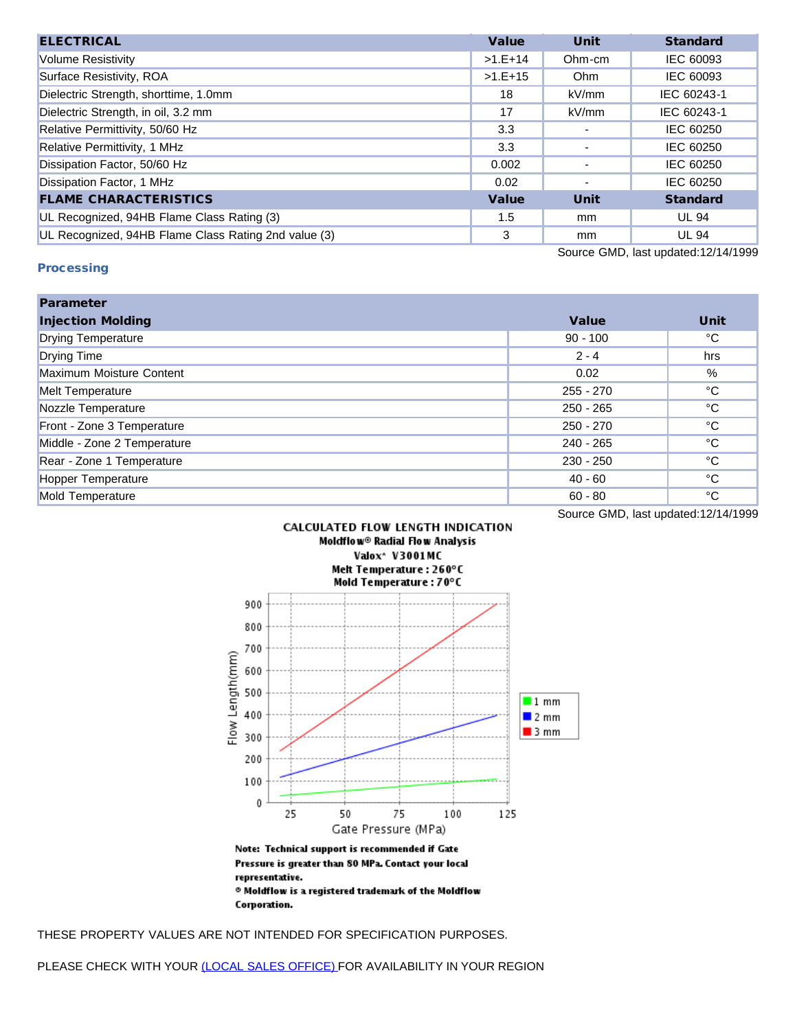| ELECTRICAL | Value | Unit | Standard |
|---|---|---|---|
| Volume Resistivity | >1.E+14 | Ohm-cm | IEC 60093 |
| Surface Resistivity, ROA | >1.E+15 | Ohm | IEC 60093 |
| Dielectric Strength, shorttime, 1.0mm | 18 | kV/mm | IEC 60243-1 |
| Dielectric Strength, in oil, 3.2 mm | 17 | kV/mm | IEC 60243-1 |
| Relative Permittivity, 50/60 Hz | 3.3 | - | IEC 60250 |
| Relative Permittivity, 1 MHz | 3.3 | - | IEC 60250 |
| Dissipation Factor, 50/60 Hz | 0.002 | - | IEC 60250 |
| Dissipation Factor, 1 MHz | 0.02 | - | IEC 60250 |
| **FLAME CHARACTERISTICS** | **Value** | **Unit** | **Standard** |
| UL Recognized, 94HB Flame Class Rating (3) | 1.5 | mm | UL 94 |
| UL Recognized, 94HB Flame Class Rating 2nd value (3) | 3 | mm | UL 94 |

Source GMD, last updated:12/14/1999

## Processing

| Parameter | | |
|---|---|---|
| **Injection Molding** | **Value** | **Unit** |
| Drying Temperature | 90 - 100 | °C |
| Drying Time | 2 - 4 | hrs |
| Maximum Moisture Content | 0.02 | % |
| Melt Temperature | 255 - 270 | °C |
| Nozzle Temperature | 250 - 265 | °C |
| Front - Zone 3 Temperature | 250 - 270 | °C |
| Middle - Zone 2 Temperature | 240 - 265 | °C |
| Rear - Zone 1 Temperature | 230 - 250 | °C |
| Hopper Temperature | 40 - 60 | °C |
| Mold Temperature | 60 - 80 | °C |

Source GMD, last updated:12/14/1999

**CALCULATED FLOW LENGTH INDICATION**
**Moldflow® Radial Flow Analysis**
**Valox* V3001MC**
**Melt Temperature : 260°C**
**Mold Temperature : 70°C**

**Note: Technical support is recommended if Gate Pressure is greater than 80 MPa. Contact your local representative.**
**® Moldflow is a registered trademark of the Moldflow Corporation.**

THESE PROPERTY VALUES ARE NOT INTENDED FOR SPECIFICATION PURPOSES.

PLEASE CHECK WITH YOUR (LOCAL SALES OFFICE) FOR AVAILABILITY IN YOUR REGION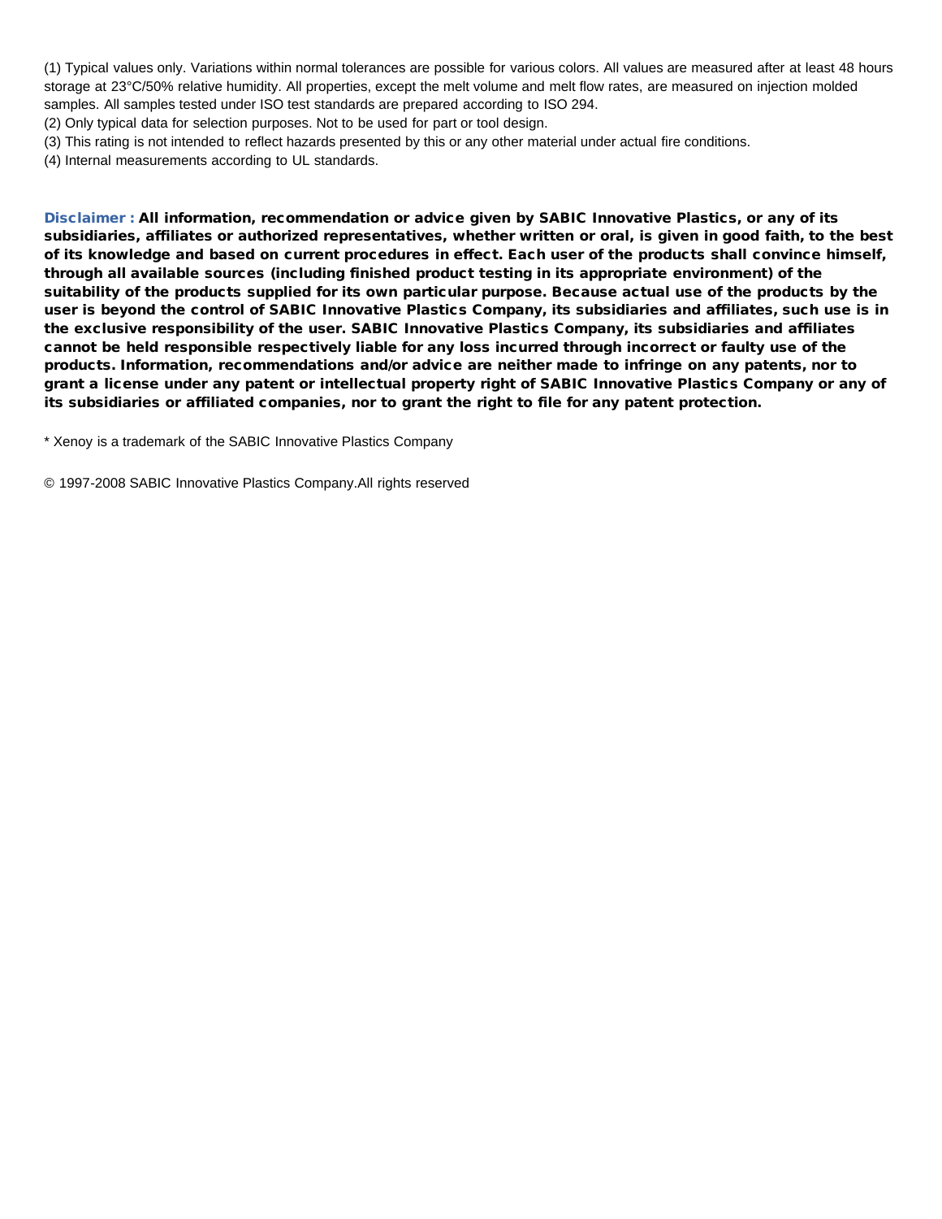(1) Typical values only. Variations within normal tolerances are possible for various colors. All values are measured after at least 48 hours storage at 23°C/50% relative humidity. All properties, except the melt volume and melt flow rates, are measured on injection molded samples. All samples tested under ISO test standards are prepared according to ISO 294.

(2) Only typical data for selection purposes. Not to be used for part or tool design.

(3) This rating is not intended to reflect hazards presented by this or any other material under actual fire conditions.

(4) Internal measurements according to UL standards.

Disclaimer : **All information, recommendation or advice given by SABIC Innovative Plastics, or any of its subsidiaries, affiliates or authorized representatives, whether written or oral, is given in good faith, to the best of its knowledge and based on current procedures in effect. Each user of the products shall convince himself, through all available sources (including finished product testing in its appropriate environment) of the suitability of the products supplied for its own particular purpose. Because actual use of the products by the user is beyond the control of SABIC Innovative Plastics Company, its subsidiaries and affiliates, such use is in the exclusive responsibility of the user. SABIC Innovative Plastics Company, its subsidiaries and affiliates cannot be held responsible respectively liable for any loss incurred through incorrect or faulty use of the products. Information, recommendations and/or advice are neither made to infringe on any patents, nor to grant a license under any patent or intellectual property right of SABIC Innovative Plastics Company or any of its subsidiaries or affiliated companies, nor to grant the right to file for any patent protection.**

* Xenoy is a trademark of the SABIC Innovative Plastics Company

© 1997-2008 SABIC Innovative Plastics Company.All rights reserved